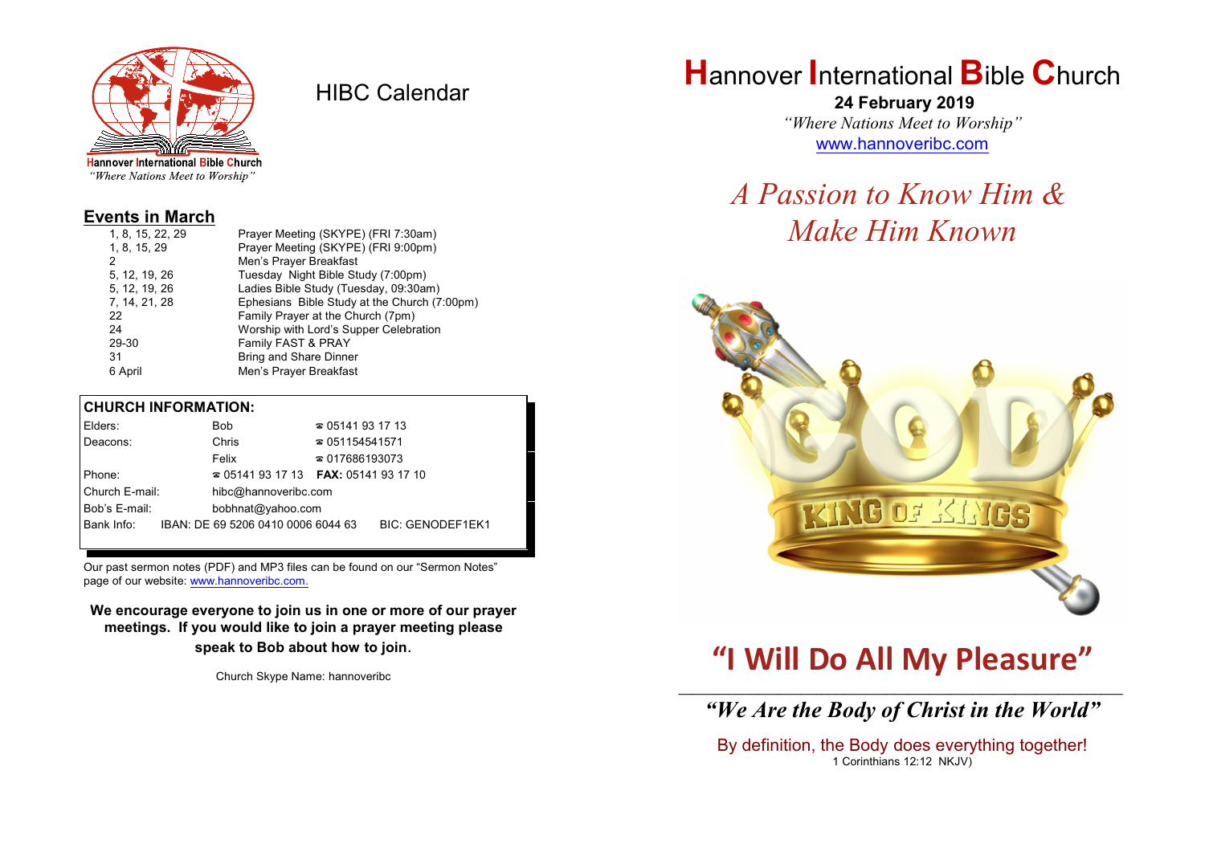Hannover International Bible Church
*"Where Nations Meet to Worship"*

# HIBC Calendar

## Events in March

| | |
|---|---|
| 1, 8, 15, 22, 29 | Prayer Meeting (SKYPE) (FRI 7:30am) |
| 1, 8, 15, 29 | Prayer Meeting (SKYPE) (FRI 9:00pm) |
| 2 | Men's Prayer Breakfast |
| 5, 12, 19, 26 | Tuesday Night Bible Study (7:00pm) |
| 5, 12, 19, 26 | Ladies Bible Study (Tuesday, 09:30am) |
| 7, 14, 21, 28 | Ephesians Bible Study at the Church (7:00pm) |
| 22 | Family Prayer at the Church (7pm) |
| 24 | Worship with Lord's Supper Celebration |
| 29-30 | Family FAST & PRAY |
| 31 | Bring and Share Dinner |
| 6 April | Men's Prayer Breakfast |

**CHURCH INFORMATION:**

| | | |
|---|---|---|
| Elders: | Bob | ☎ 05141 93 17 13 |
| Deacons: | Chris | ☎ 051154541571 |
| | Felix | ☎ 017686193073 |
| Phone: | ☎ 05141 93 17 13 | **FAX:** 05141 93 17 10 |
| Church E-mail: | hibc@hannoveribc.com | |
| Bob's E-mail: | bobhnat@yahoo.com | |
| Bank Info: | IBAN: DE 69 5206 0410 0006 6044 63 | BIC: GENODEF1EK1 |

Our past sermon notes (PDF) and MP3 files can be found on our "Sermon Notes" page of our website: www.hannoveribc.com.

**We encourage everyone to join us in one or more of our prayer meetings. If you would like to join a prayer meeting please speak to Bob about how to join.**

Church Skype Name: hannoveribc

# Hannover International Bible Church

**24 February 2019**

*"Where Nations Meet to Worship"*

www.hannoveribc.com

## *A Passion to Know Him & Make Him Known*

# "I Will Do All My Pleasure"

---

***"We Are the Body of Christ in the World"***

By definition, the Body does everything together!
1 Corinthians 12:12 NKJV)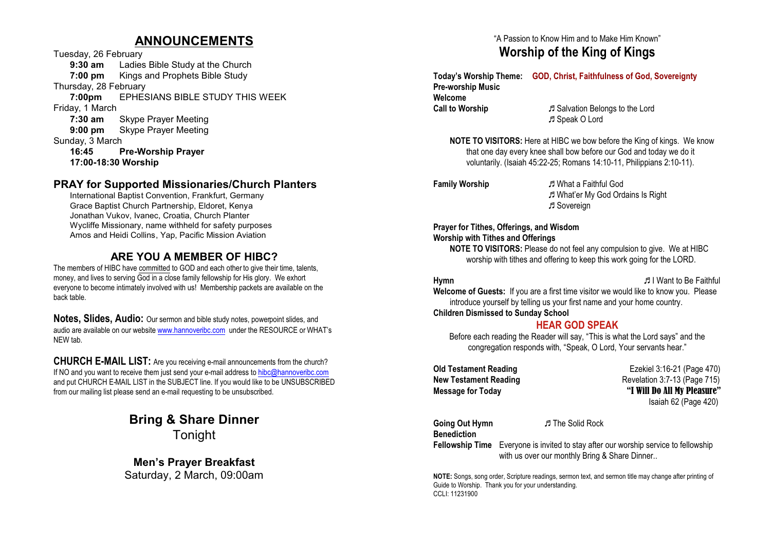## ANNOUNCEMENTS

Tuesday, 26 February

**9:30 am** Ladies Bible Study at the Church
**7:00 pm** Kings and Prophets Bible Study

Thursday, 28 February

**7:00pm** EPHESIANS BIBLE STUDY THIS WEEK

Friday, 1 March

**7:30 am** Skype Prayer Meeting
**9:00 pm** Skype Prayer Meeting

Sunday, 3 March

**16:45 Pre-Worship Prayer**
**17:00-18:30 Worship**

### PRAY for Supported Missionaries/Church Planters

International Baptist Convention, Frankfurt, Germany
Grace Baptist Church Partnership, Eldoret, Kenya
Jonathan Vukov, Ivanec, Croatia, Church Planter
Wycliffe Missionary, name withheld for safety purposes
Amos and Heidi Collins, Yap, Pacific Mission Aviation

### ARE YOU A MEMBER OF HIBC?

The members of HIBC have committed to GOD and each other to give their time, talents, money, and lives to serving God in a close family fellowship for His glory. We exhort everyone to become intimately involved with us! Membership packets are available on the back table.

**Notes, Slides, Audio:** Our sermon and bible study notes, powerpoint slides, and audio are available on our website www.hannoveribc.com under the RESOURCE or WHAT's NEW tab.

**CHURCH E-MAIL LIST:** Are you receiving e-mail announcements from the church? If NO and you want to receive them just send your e-mail address to hibc@hannoveribc.com and put CHURCH E-MAIL LIST in the SUBJECT line. If you would like to be UNSUBSCRIBED from our mailing list please send an e-mail requesting to be unsubscribed.

### Bring & Share Dinner
Tonight

### Men's Prayer Breakfast
Saturday, 2 March, 09:00am

"A Passion to Know Him and to Make Him Known"

# Worship of the King of Kings

**Today's Worship Theme:** **GOD, Christ, Faithfulness of God, Sovereignty**

**Pre-worship Music**

**Welcome**

**Call to Worship** ♬ Salvation Belongs to the Lord
♬ Speak O Lord

**NOTE TO VISITORS:** Here at HIBC we bow before the King of kings. We know that one day every knee shall bow before our God and today we do it voluntarily. (Isaiah 45:22-25; Romans 14:10-11, Philippians 2:10-11).

**Family Worship** ♬ What a Faithful God
♬ What'er My God Ordains Is Right
♬ Sovereign

**Prayer for Tithes, Offerings, and Wisdom**

**Worship with Tithes and Offerings**

**NOTE TO VISITORS:** Please do not feel any compulsion to give. We at HIBC worship with tithes and offering to keep this work going for the LORD.

**Hymn** ♬ I Want to Be Faithful

**Welcome of Guests:** If you are a first time visitor we would like to know you. Please introduce yourself by telling us your first name and your home country.

**Children Dismissed to Sunday School**

### HEAR GOD SPEAK

Before each reading the Reader will say, "This is what the Lord says" and the congregation responds with, "Speak, O Lord, Your servants hear."

**Old Testament Reading** Ezekiel 3:16-21 (Page 470)

**New Testament Reading** Revelation 3:7-13 (Page 715)

**Message for Today** **"I Will Do All My Pleasure"**
Isaiah 62 (Page 420)

**Going Out Hymn** ♬ The Solid Rock

**Benediction**

**Fellowship Time** Everyone is invited to stay after our worship service to fellowship with us over our monthly Bring & Share Dinner..

**NOTE:** Songs, song order, Scripture readings, sermon text, and sermon title may change after printing of Guide to Worship. Thank you for your understanding.
CCLI: 11231900